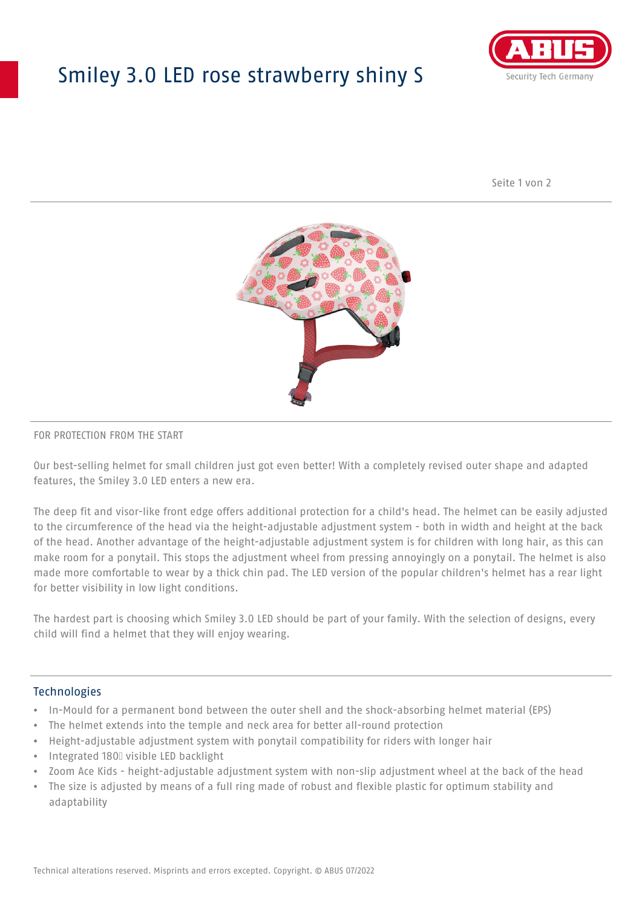# Smiley 3.0 LED rose strawberry shiny S

FOR PROTECTION FROM THE START

Our best-selling helmet for small children just got even better! With a completely revised outer shape and adapted features, the Smiley 3.0 LED enters a new era.

The deep fit and visor-like front edge offers additional protection for a child's head. The helmet can be easily adjusted to the circumference of the head via the height-adjustable adjustment system - both in width and height at the back of the head. Another advantage of the height-adjustable adjustment system is for children with long hair, as this can make room for a ponytail. This stops the adjustment wheel from pressing annoyingly on a ponytail. The helmet is also made more comfortable to wear by a thick chin pad. The LED version of the popular children's helmet has a rear light for better visibility in low light conditions.

The hardest part is choosing which Smiley 3.0 LED should be part of your family. With the selection of designs, every child will find a helmet that they will enjoy wearing.

## Technologies

- In-Mould for a permanent bond between the outer shell and the shock-absorbing helmet material (EPS)
- The helmet extends into the temple and neck area for better all-round protection
- Height-adjustable adjustment system with ponytail compatibility for riders with longer hair
- Integrated 180° visible LED backlight
- Zoom Ace Kids - height-adjustable adjustment system with non-slip adjustment wheel at the back of the head
- The size is adjusted by means of a full ring made of robust and flexible plastic for optimum stability and adaptability

Technical alterations reserved. Misprints and errors excepted. Copyright. © ABUS 07/2022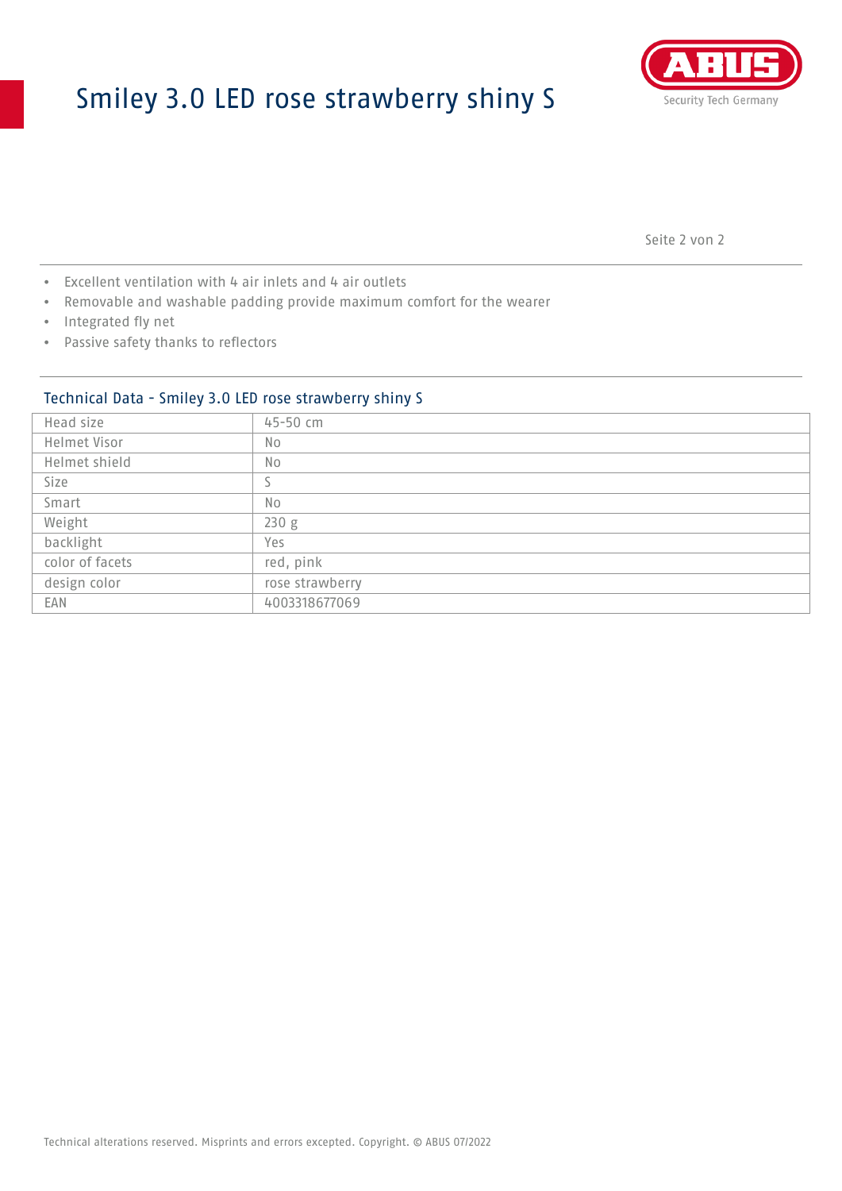# Smiley 3.0 LED rose strawberry shiny S

- Excellent ventilation with 4 air inlets and 4 air outlets
- Removable and washable padding provide maximum comfort for the wearer
- Integrated fly net
- Passive safety thanks to reflectors

## Technical Data - Smiley 3.0 LED rose strawberry shiny S

| | |
|---|---|
| Head size | 45-50 cm |
| Helmet Visor | No |
| Helmet shield | No |
| Size | S |
| Smart | No |
| Weight | 230 g |
| backlight | Yes |
| color of facets | red, pink |
| design color | rose strawberry |
| EAN | 4003318677069 |

Technical alterations reserved. Misprints and errors excepted. Copyright. © ABUS 07/2022